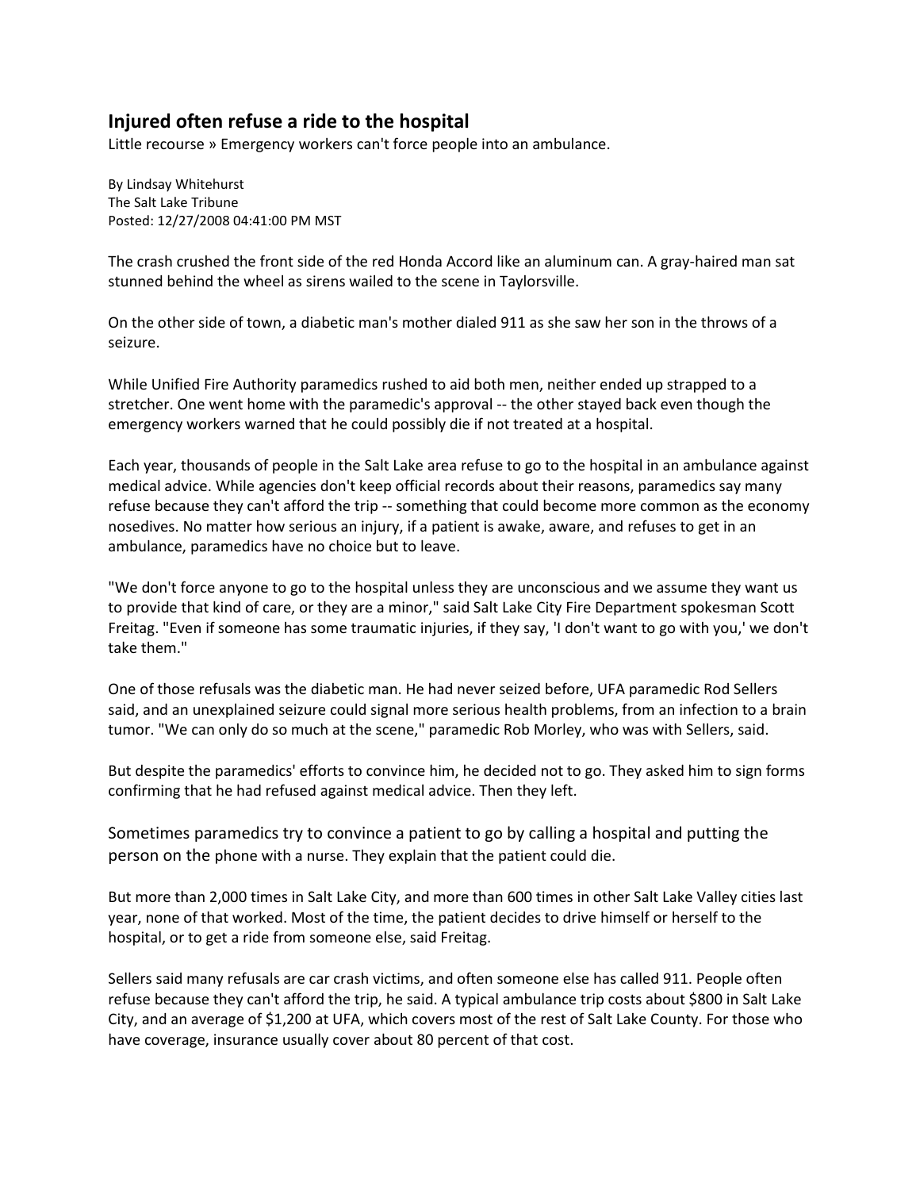# Injured often refuse a ride to the hospital

Little recourse » Emergency workers can't force people into an ambulance.

By Lindsay Whitehurst
The Salt Lake Tribune
Posted: 12/27/2008 04:41:00 PM MST

The crash crushed the front side of the red Honda Accord like an aluminum can. A gray-haired man sat stunned behind the wheel as sirens wailed to the scene in Taylorsville.

On the other side of town, a diabetic man's mother dialed 911 as she saw her son in the throws of a seizure.

While Unified Fire Authority paramedics rushed to aid both men, neither ended up strapped to a stretcher. One went home with the paramedic's approval -- the other stayed back even though the emergency workers warned that he could possibly die if not treated at a hospital.

Each year, thousands of people in the Salt Lake area refuse to go to the hospital in an ambulance against medical advice. While agencies don't keep official records about their reasons, paramedics say many refuse because they can't afford the trip -- something that could become more common as the economy nosedives. No matter how serious an injury, if a patient is awake, aware, and refuses to get in an ambulance, paramedics have no choice but to leave.

"We don't force anyone to go to the hospital unless they are unconscious and we assume they want us to provide that kind of care, or they are a minor," said Salt Lake City Fire Department spokesman Scott Freitag. "Even if someone has some traumatic injuries, if they say, 'I don't want to go with you,' we don't take them."

One of those refusals was the diabetic man. He had never seized before, UFA paramedic Rod Sellers said, and an unexplained seizure could signal more serious health problems, from an infection to a brain tumor. "We can only do so much at the scene," paramedic Rob Morley, who was with Sellers, said.

But despite the paramedics' efforts to convince him, he decided not to go. They asked him to sign forms confirming that he had refused against medical advice. Then they left.

Sometimes paramedics try to convince a patient to go by calling a hospital and putting the person on the phone with a nurse. They explain that the patient could die.

But more than 2,000 times in Salt Lake City, and more than 600 times in other Salt Lake Valley cities last year, none of that worked. Most of the time, the patient decides to drive himself or herself to the hospital, or to get a ride from someone else, said Freitag.

Sellers said many refusals are car crash victims, and often someone else has called 911. People often refuse because they can't afford the trip, he said. A typical ambulance trip costs about $800 in Salt Lake City, and an average of $1,200 at UFA, which covers most of the rest of Salt Lake County. For those who have coverage, insurance usually cover about 80 percent of that cost.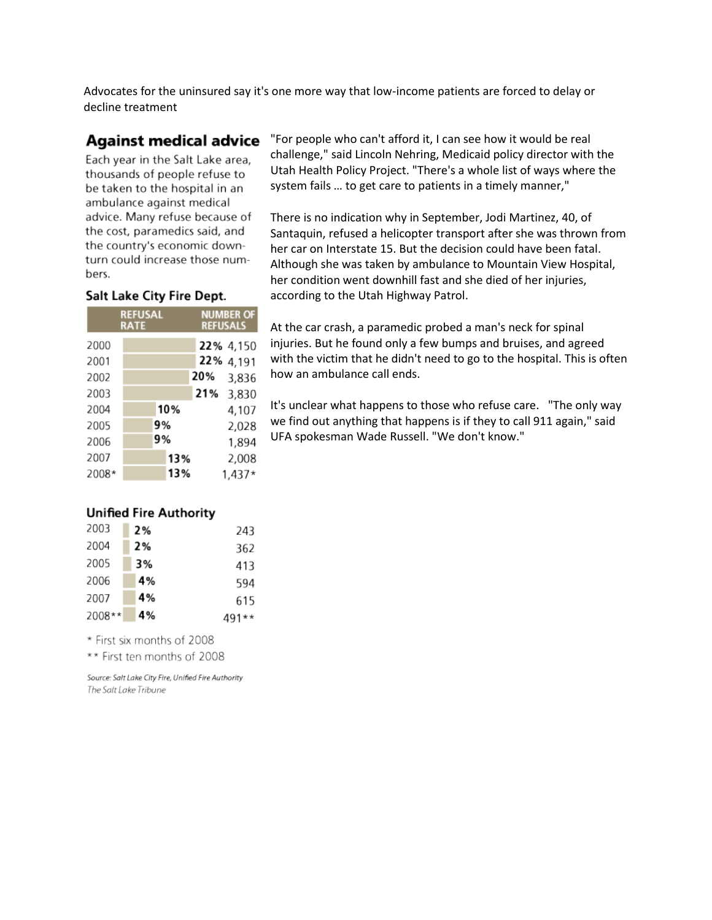Advocates for the uninsured say it's one more way that low-income patients are forced to delay or decline treatment

## Against medical advice

Each year in the Salt Lake area, thousands of people refuse to be taken to the hospital in an ambulance against medical advice. Many refuse because of the cost, paramedics said, and the country's economic downturn could increase those numbers.

### Salt Lake City Fire Dept.

REFUSAL RATE NUMBER OF REFUSALS

2000 22% 4,150

2001 22% 4,191

2002 20% 3,836

2003 21% 3,830

2004 10% 4,107

2005 9% 2,028

2006 9% 1,894

2007 13% 2,008

2008* 13% 1,437*

### Unified Fire Authority

2003 2% 243

2004 2% 362

2005 3% 413

2006 4% 594

2007 4% 615

2008** 4% 491**

\* First six months of 2008

\*\* First ten months of 2008

*Source: Salt Lake City Fire, Unified Fire Authority*

*The Salt Lake Tribune*

"For people who can't afford it, I can see how it would be real challenge," said Lincoln Nehring, Medicaid policy director with the Utah Health Policy Project. "There's a whole list of ways where the system fails … to get care to patients in a timely manner,"

There is no indication why in September, Jodi Martinez, 40, of Santaquin, refused a helicopter transport after she was thrown from her car on Interstate 15. But the decision could have been fatal. Although she was taken by ambulance to Mountain View Hospital, her condition went downhill fast and she died of her injuries, according to the Utah Highway Patrol.

At the car crash, a paramedic probed a man's neck for spinal injuries. But he found only a few bumps and bruises, and agreed with the victim that he didn't need to go to the hospital. This is often how an ambulance call ends.

It's unclear what happens to those who refuse care. "The only way we find out anything that happens is if they to call 911 again," said UFA spokesman Wade Russell. "We don't know."